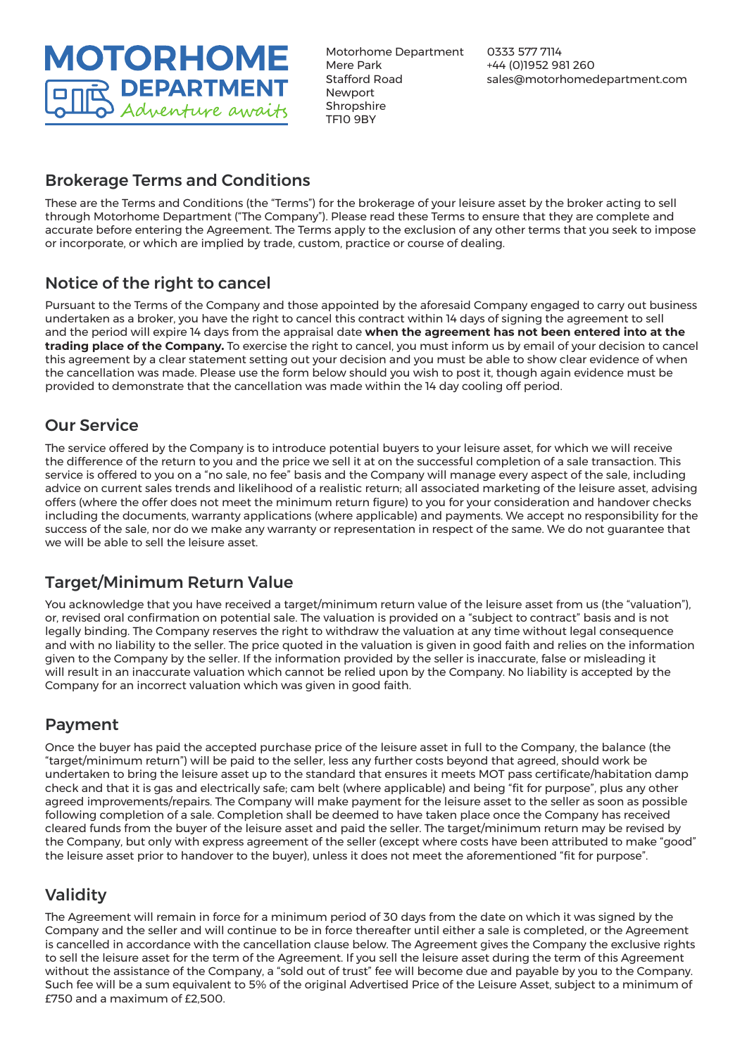# MOTORHOME DEPARTMENT

Adventure awaits

Motorhome Department
Mere Park
Stafford Road
Newport
Shropshire
TF10 9BY

0333 577 7114
+44 (0)1952 981 260
sales@motorhomedepartment.com

## Brokerage Terms and Conditions

These are the Terms and Conditions (the "Terms") for the brokerage of your leisure asset by the broker acting to sell through Motorhome Department ("The Company"). Please read these Terms to ensure that they are complete and accurate before entering the Agreement. The Terms apply to the exclusion of any other terms that you seek to impose or incorporate, or which are implied by trade, custom, practice or course of dealing.

## Notice of the right to cancel

Pursuant to the Terms of the Company and those appointed by the aforesaid Company engaged to carry out business undertaken as a broker, you have the right to cancel this contract within 14 days of signing the agreement to sell and the period will expire 14 days from the appraisal date **when the agreement has not been entered into at the trading place of the Company.** To exercise the right to cancel, you must inform us by email of your decision to cancel this agreement by a clear statement setting out your decision and you must be able to show clear evidence of when the cancellation was made. Please use the form below should you wish to post it, though again evidence must be provided to demonstrate that the cancellation was made within the 14 day cooling off period.

## Our Service

The service offered by the Company is to introduce potential buyers to your leisure asset, for which we will receive the difference of the return to you and the price we sell it at on the successful completion of a sale transaction. This service is offered to you on a "no sale, no fee" basis and the Company will manage every aspect of the sale, including advice on current sales trends and likelihood of a realistic return; all associated marketing of the leisure asset, advising offers (where the offer does not meet the minimum return figure) to you for your consideration and handover checks including the documents, warranty applications (where applicable) and payments. We accept no responsibility for the success of the sale, nor do we make any warranty or representation in respect of the same. We do not guarantee that we will be able to sell the leisure asset.

## Target/Minimum Return Value

You acknowledge that you have received a target/minimum return value of the leisure asset from us (the "valuation"), or, revised oral confirmation on potential sale. The valuation is provided on a "subject to contract" basis and is not legally binding. The Company reserves the right to withdraw the valuation at any time without legal consequence and with no liability to the seller. The price quoted in the valuation is given in good faith and relies on the information given to the Company by the seller. If the information provided by the seller is inaccurate, false or misleading it will result in an inaccurate valuation which cannot be relied upon by the Company. No liability is accepted by the Company for an incorrect valuation which was given in good faith.

## Payment

Once the buyer has paid the accepted purchase price of the leisure asset in full to the Company, the balance (the "target/minimum return") will be paid to the seller, less any further costs beyond that agreed, should work be undertaken to bring the leisure asset up to the standard that ensures it meets MOT pass certificate/habitation damp check and that it is gas and electrically safe; cam belt (where applicable) and being "fit for purpose", plus any other agreed improvements/repairs. The Company will make payment for the leisure asset to the seller as soon as possible following completion of a sale. Completion shall be deemed to have taken place once the Company has received cleared funds from the buyer of the leisure asset and paid the seller. The target/minimum return may be revised by the Company, but only with express agreement of the seller (except where costs have been attributed to make "good" the leisure asset prior to handover to the buyer), unless it does not meet the aforementioned "fit for purpose".

## Validity

The Agreement will remain in force for a minimum period of 30 days from the date on which it was signed by the Company and the seller and will continue to be in force thereafter until either a sale is completed, or the Agreement is cancelled in accordance with the cancellation clause below. The Agreement gives the Company the exclusive rights to sell the leisure asset for the term of the Agreement. If you sell the leisure asset during the term of this Agreement without the assistance of the Company, a "sold out of trust" fee will become due and payable by you to the Company. Such fee will be a sum equivalent to 5% of the original Advertised Price of the Leisure Asset, subject to a minimum of £750 and a maximum of £2,500.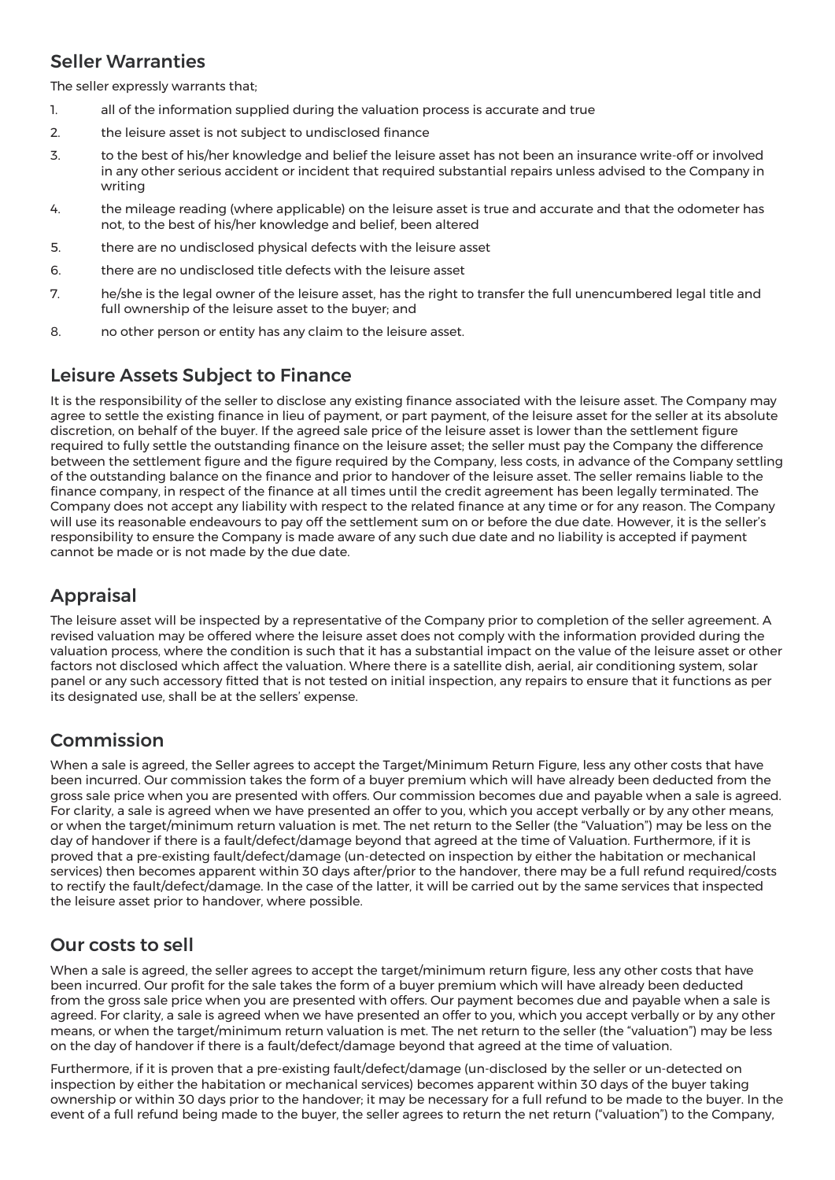## Seller Warranties

The seller expressly warrants that;

1. all of the information supplied during the valuation process is accurate and true
2. the leisure asset is not subject to undisclosed finance
3. to the best of his/her knowledge and belief the leisure asset has not been an insurance write-off or involved in any other serious accident or incident that required substantial repairs unless advised to the Company in writing
4. the mileage reading (where applicable) on the leisure asset is true and accurate and that the odometer has not, to the best of his/her knowledge and belief, been altered
5. there are no undisclosed physical defects with the leisure asset
6. there are no undisclosed title defects with the leisure asset
7. he/she is the legal owner of the leisure asset, has the right to transfer the full unencumbered legal title and full ownership of the leisure asset to the buyer; and
8. no other person or entity has any claim to the leisure asset.

## Leisure Assets Subject to Finance

It is the responsibility of the seller to disclose any existing finance associated with the leisure asset. The Company may agree to settle the existing finance in lieu of payment, or part payment, of the leisure asset for the seller at its absolute discretion, on behalf of the buyer. If the agreed sale price of the leisure asset is lower than the settlement figure required to fully settle the outstanding finance on the leisure asset; the seller must pay the Company the difference between the settlement figure and the figure required by the Company, less costs, in advance of the Company settling of the outstanding balance on the finance and prior to handover of the leisure asset. The seller remains liable to the finance company, in respect of the finance at all times until the credit agreement has been legally terminated. The Company does not accept any liability with respect to the related finance at any time or for any reason. The Company will use its reasonable endeavours to pay off the settlement sum on or before the due date. However, it is the seller's responsibility to ensure the Company is made aware of any such due date and no liability is accepted if payment cannot be made or is not made by the due date.

## Appraisal

The leisure asset will be inspected by a representative of the Company prior to completion of the seller agreement. A revised valuation may be offered where the leisure asset does not comply with the information provided during the valuation process, where the condition is such that it has a substantial impact on the value of the leisure asset or other factors not disclosed which affect the valuation. Where there is a satellite dish, aerial, air conditioning system, solar panel or any such accessory fitted that is not tested on initial inspection, any repairs to ensure that it functions as per its designated use, shall be at the sellers' expense.

## Commission

When a sale is agreed, the Seller agrees to accept the Target/Minimum Return Figure, less any other costs that have been incurred. Our commission takes the form of a buyer premium which will have already been deducted from the gross sale price when you are presented with offers. Our commission becomes due and payable when a sale is agreed. For clarity, a sale is agreed when we have presented an offer to you, which you accept verbally or by any other means, or when the target/minimum return valuation is met. The net return to the Seller (the "Valuation") may be less on the day of handover if there is a fault/defect/damage beyond that agreed at the time of Valuation. Furthermore, if it is proved that a pre-existing fault/defect/damage (un-detected on inspection by either the habitation or mechanical services) then becomes apparent within 30 days after/prior to the handover, there may be a full refund required/costs to rectify the fault/defect/damage. In the case of the latter, it will be carried out by the same services that inspected the leisure asset prior to handover, where possible.

## Our costs to sell

When a sale is agreed, the seller agrees to accept the target/minimum return figure, less any other costs that have been incurred. Our profit for the sale takes the form of a buyer premium which will have already been deducted from the gross sale price when you are presented with offers. Our payment becomes due and payable when a sale is agreed. For clarity, a sale is agreed when we have presented an offer to you, which you accept verbally or by any other means, or when the target/minimum return valuation is met. The net return to the seller (the "valuation") may be less on the day of handover if there is a fault/defect/damage beyond that agreed at the time of valuation.

Furthermore, if it is proven that a pre-existing fault/defect/damage (un-disclosed by the seller or un-detected on inspection by either the habitation or mechanical services) becomes apparent within 30 days of the buyer taking ownership or within 30 days prior to the handover; it may be necessary for a full refund to be made to the buyer. In the event of a full refund being made to the buyer, the seller agrees to return the net return ("valuation") to the Company,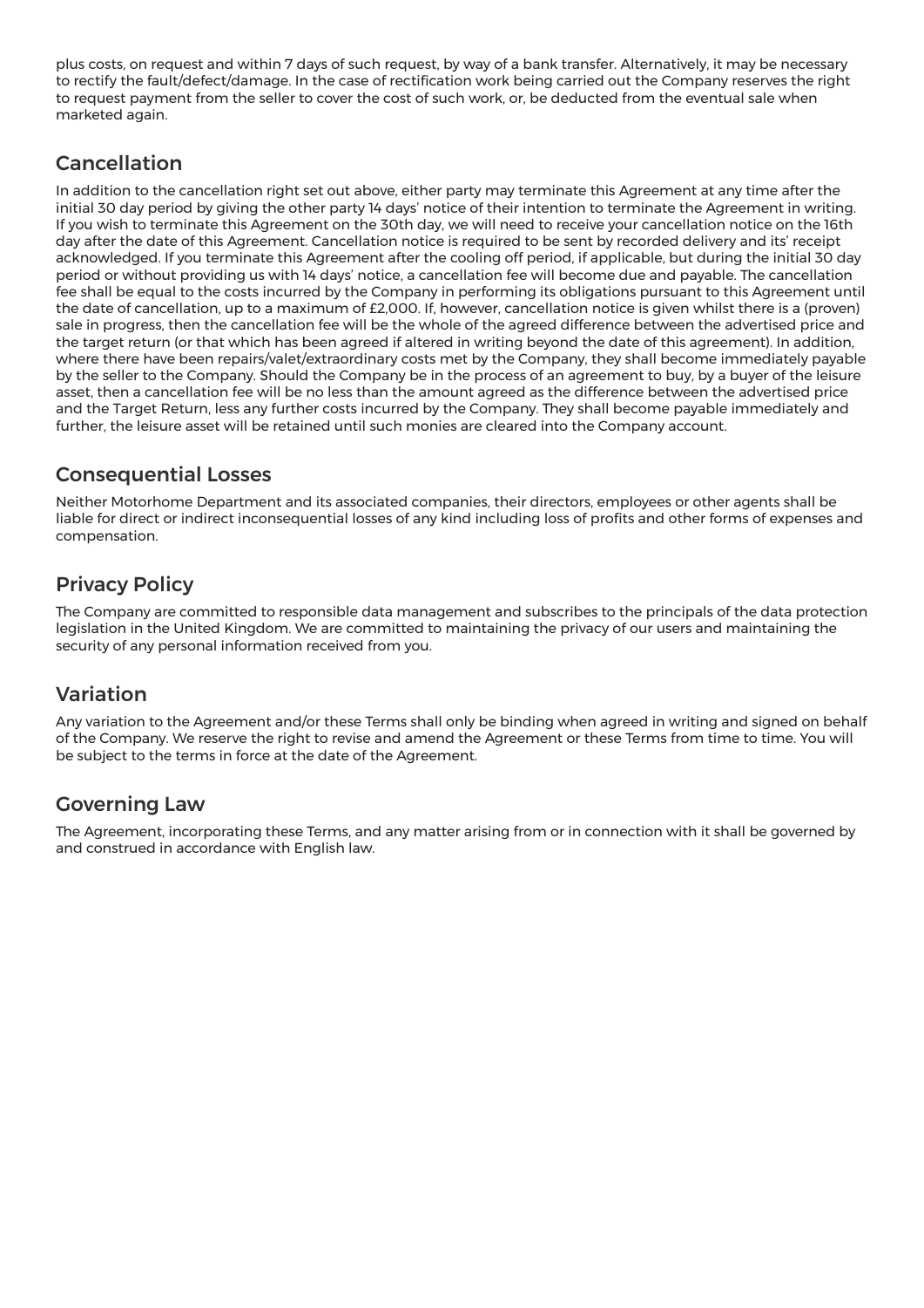plus costs, on request and within 7 days of such request, by way of a bank transfer. Alternatively, it may be necessary to rectify the fault/defect/damage. In the case of rectification work being carried out the Company reserves the right to request payment from the seller to cover the cost of such work, or, be deducted from the eventual sale when marketed again.

## Cancellation

In addition to the cancellation right set out above, either party may terminate this Agreement at any time after the initial 30 day period by giving the other party 14 days' notice of their intention to terminate the Agreement in writing. If you wish to terminate this Agreement on the 30th day, we will need to receive your cancellation notice on the 16th day after the date of this Agreement. Cancellation notice is required to be sent by recorded delivery and its' receipt acknowledged. If you terminate this Agreement after the cooling off period, if applicable, but during the initial 30 day period or without providing us with 14 days' notice, a cancellation fee will become due and payable. The cancellation fee shall be equal to the costs incurred by the Company in performing its obligations pursuant to this Agreement until the date of cancellation, up to a maximum of £2,000. If, however, cancellation notice is given whilst there is a (proven) sale in progress, then the cancellation fee will be the whole of the agreed difference between the advertised price and the target return (or that which has been agreed if altered in writing beyond the date of this agreement). In addition, where there have been repairs/valet/extraordinary costs met by the Company, they shall become immediately payable by the seller to the Company. Should the Company be in the process of an agreement to buy, by a buyer of the leisure asset, then a cancellation fee will be no less than the amount agreed as the difference between the advertised price and the Target Return, less any further costs incurred by the Company. They shall become payable immediately and further, the leisure asset will be retained until such monies are cleared into the Company account.

## Consequential Losses

Neither Motorhome Department and its associated companies, their directors, employees or other agents shall be liable for direct or indirect inconsequential losses of any kind including loss of profits and other forms of expenses and compensation.

## Privacy Policy

The Company are committed to responsible data management and subscribes to the principals of the data protection legislation in the United Kingdom. We are committed to maintaining the privacy of our users and maintaining the security of any personal information received from you.

## Variation

Any variation to the Agreement and/or these Terms shall only be binding when agreed in writing and signed on behalf of the Company. We reserve the right to revise and amend the Agreement or these Terms from time to time. You will be subject to the terms in force at the date of the Agreement.

## Governing Law

The Agreement, incorporating these Terms, and any matter arising from or in connection with it shall be governed by and construed in accordance with English law.